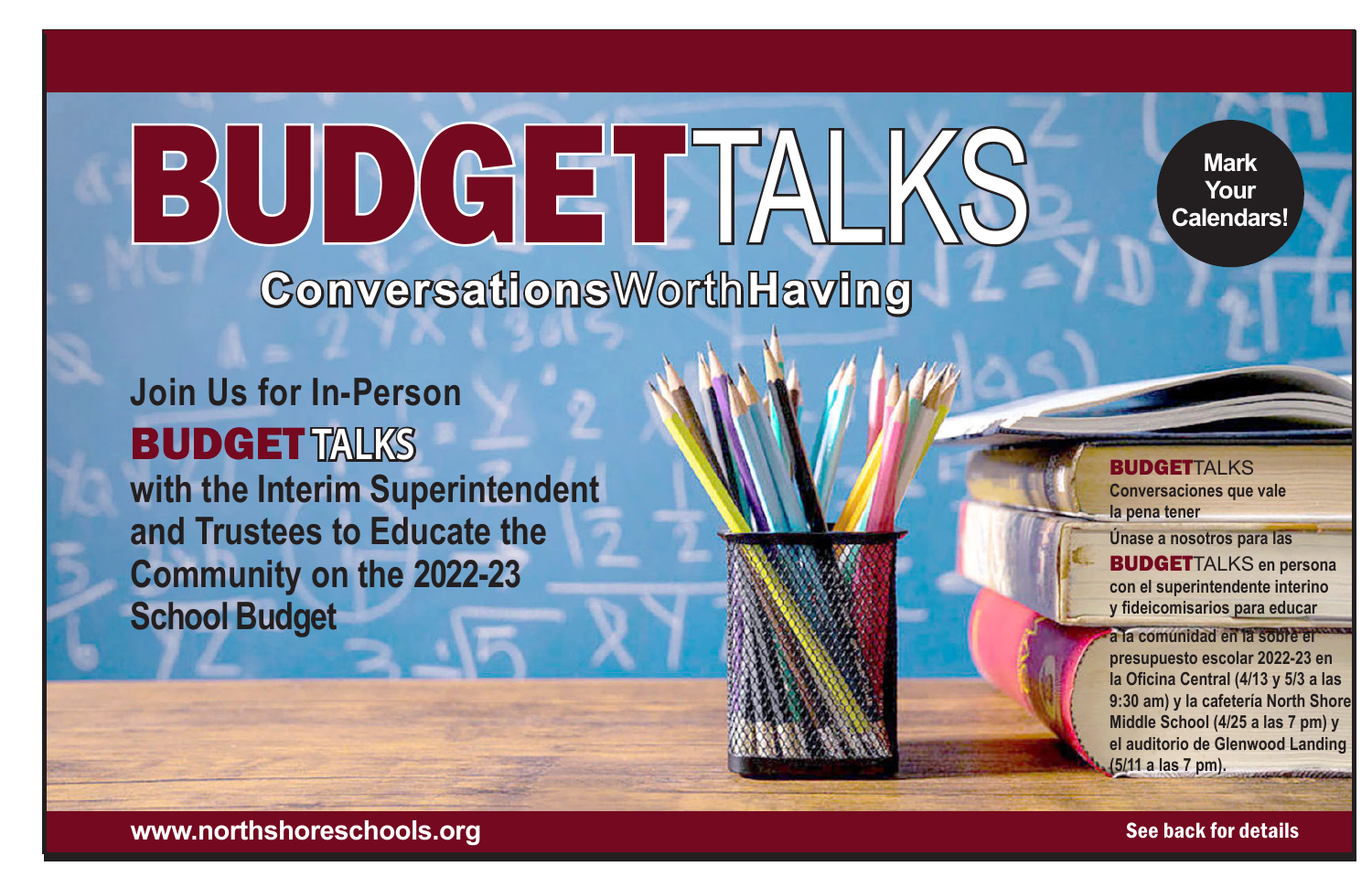# BUDGETTALKS

## ConversationsWorthHaving

**Mark Your Calendars!**

**Join Us for In-Person BUDGET TALKS with the Interim Superintendent and Trustees to Educate the Community on the 2022-23 School Budget**

**BUDGET**TALKS

**Conversaciones que vale la pena tener**

**Únase a nosotros para las BUDGET**TALKS **en persona con el superintendente interino y fideicomisarios para educar a la comunidad en la sobre el presupuesto escolar 2022-23 en la Oficina Central (4/13 y 5/3 a las 9:30 am) y la cafetería North Shore Middle School (4/25 a las 7 pm) y el auditorio de Glenwood Landing (5/11 a las 7 pm).**

**www.northshoreschools.org**

**See back for details**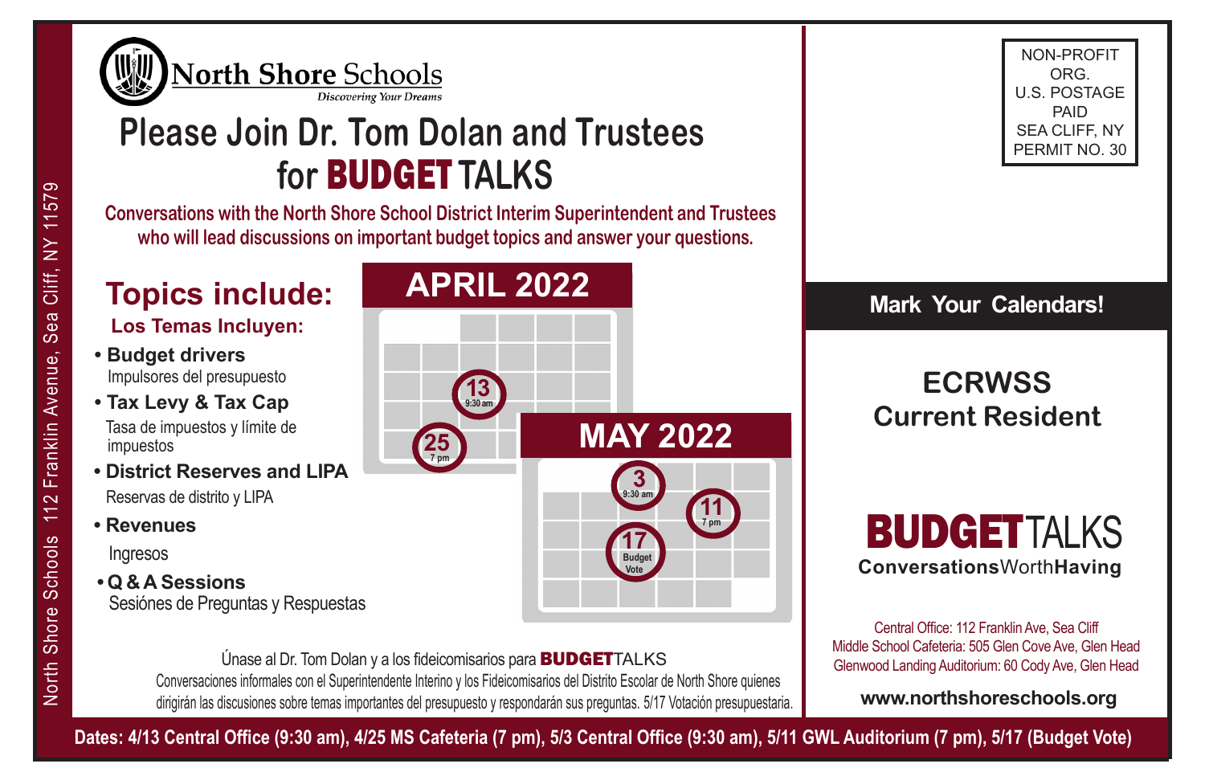North Shore Schools 112 Franklin Avenue, Sea Cliff, NY 11579

**North Shore Schools**
*Discovering Your Dreams*

# Please Join Dr. Tom Dolan and Trustees for BUDGET TALKS

**Conversations with the North Shore School District Interim Superintendent and Trustees who will lead discussions on important budget topics and answer your questions.**

## Topics include:

**Los Temas Incluyen:**

- **Budget drivers**
  Impulsores del presupuesto
- **Tax Levy & Tax Cap**
  Tasa de impuestos y límite de impuestos
- **District Reserves and LIPA**
  Reservas de distrito y LIPA
- **Revenues**
  Ingresos
- **Q & A Sessions**
  Sesiónes de Preguntas y Respuestas

**APRIL 2022**

13 9:30 am

25 7 pm

**MAY 2022**

3 9:30 am

11 7 pm

17 Budget Vote

Únase al Dr. Tom Dolan y a los fideicomisarios para **BUDGET**TALKS
Conversaciones informales con el Superintendente Interino y los Fideicomisarios del Distrito Escolar de North Shore quienes dirigirán las discusiones sobre temas importantes del presupuesto y respondarán sus preguntas. 5/17 Votación presupuestaria.

NON-PROFIT ORG.
U.S. POSTAGE PAID
SEA CLIFF, NY
PERMIT NO. 30

**Mark Your Calendars!**

**ECRWSS**
**Current Resident**

**BUDGET**TALKS
**Conversations**Worth**Having**

Central Office: 112 Franklin Ave, Sea Cliff
Middle School Cafeteria: 505 Glen Cove Ave, Glen Head
Glenwood Landing Auditorium: 60 Cody Ave, Glen Head

**www.northshoreschools.org**

**Dates: 4/13 Central Office (9:30 am), 4/25 MS Cafeteria (7 pm), 5/3 Central Office (9:30 am), 5/11 GWL Auditorium (7 pm), 5/17 (Budget Vote)**